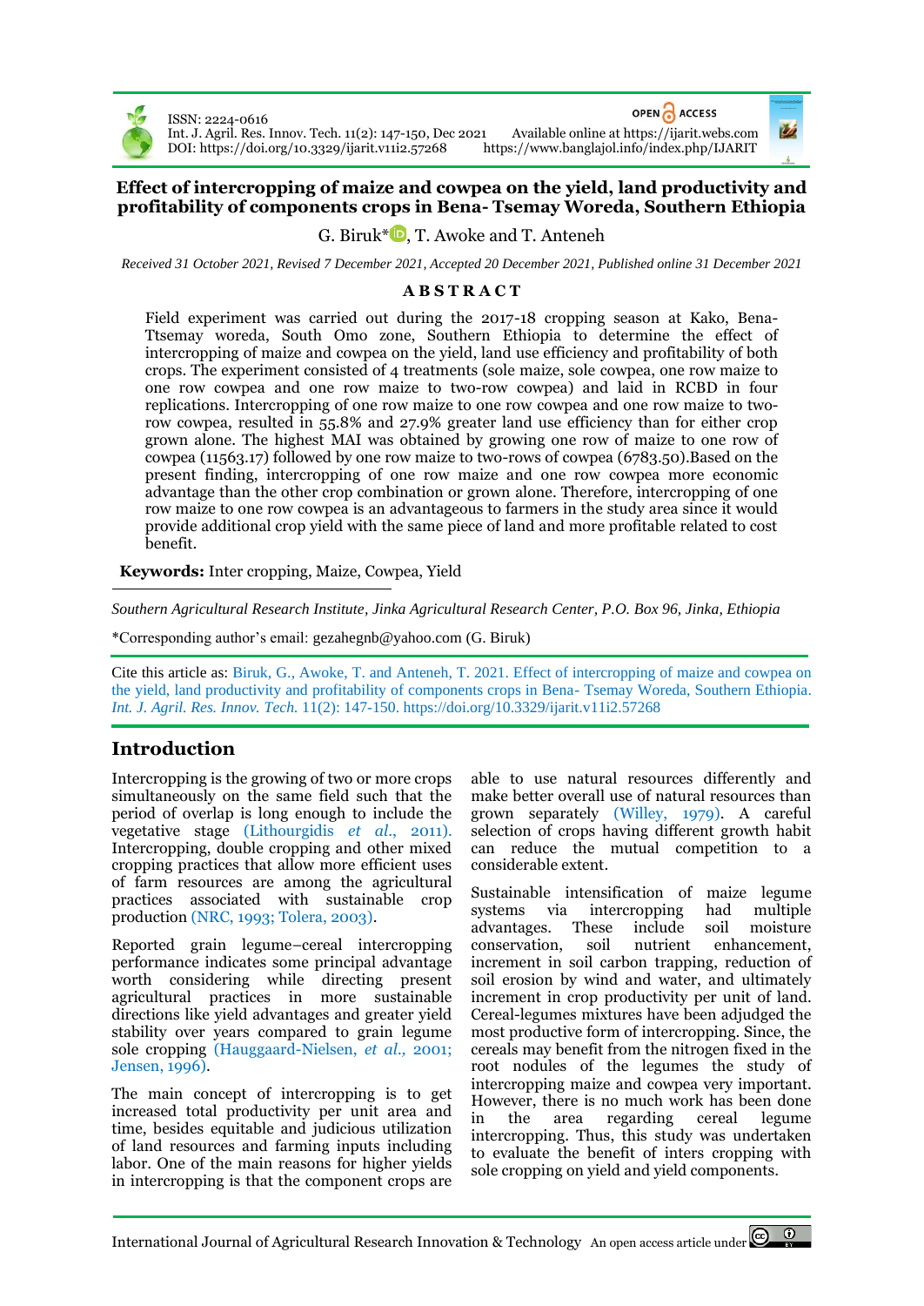# Effect of intercropping of maize and cowpea on the yield, land productivity and profitability of components crops in Bena- Tsemay Woreda, Southern Ethiopia

G. Biruk*, T. Awoke and T. Anteneh

*Received 31 October 2021, Revised 7 December 2021, Accepted 20 December 2021, Published online 31 December 2021*

## ABSTRACT

Field experiment was carried out during the 2017-18 cropping season at Kako, Bena-Ttsemay woreda, South Omo zone, Southern Ethiopia to determine the effect of intercropping of maize and cowpea on the yield, land use efficiency and profitability of both crops. The experiment consisted of 4 treatments (sole maize, sole cowpea, one row maize to one row cowpea and one row maize to two-row cowpea) and laid in RCBD in four replications. Intercropping of one row maize to one row cowpea and one row maize to two-row cowpea, resulted in 55.8% and 27.9% greater land use efficiency than for either crop grown alone. The highest MAI was obtained by growing one row of maize to one row of cowpea (11563.17) followed by one row maize to two-rows of cowpea (6783.50).Based on the present finding, intercropping of one row maize and one row cowpea more economic advantage than the other crop combination or grown alone. Therefore, intercropping of one row maize to one row cowpea is an advantageous to farmers in the study area since it would provide additional crop yield with the same piece of land and more profitable related to cost benefit.

**Keywords:** Inter cropping, Maize, Cowpea, Yield

*Southern Agricultural Research Institute, Jinka Agricultural Research Center, P.O. Box 96, Jinka, Ethiopia*

*Corresponding author's email: gezahegnb@yahoo.com (G. Biruk)

Cite this article as: Biruk, G., Awoke, T. and Anteneh, T. 2021. Effect of intercropping of maize and cowpea on the yield, land productivity and profitability of components crops in Bena- Tsemay Woreda, Southern Ethiopia. *Int. J. Agril. Res. Innov. Tech.* 11(2): 147-150. https://doi.org/10.3329/ijarit.v11i2.57268

## Introduction

Intercropping is the growing of two or more crops simultaneously on the same field such that the period of overlap is long enough to include the vegetative stage (Lithourgidis *et al.*, 2011). Intercropping, double cropping and other mixed cropping practices that allow more efficient uses of farm resources are among the agricultural practices associated with sustainable crop production (NRC, 1993; Tolera, 2003).

Reported grain legume–cereal intercropping performance indicates some principal advantage worth considering while directing present agricultural practices in more sustainable directions like yield advantages and greater yield stability over years compared to grain legume sole cropping (Hauggaard-Nielsen, *et al.*, 2001; Jensen, 1996).

The main concept of intercropping is to get increased total productivity per unit area and time, besides equitable and judicious utilization of land resources and farming inputs including labor. One of the main reasons for higher yields in intercropping is that the component crops are able to use natural resources differently and make better overall use of natural resources than grown separately (Willey, 1979). A careful selection of crops having different growth habit can reduce the mutual competition to a considerable extent.

Sustainable intensification of maize legume systems via intercropping had multiple advantages. These include soil moisture conservation, soil nutrient enhancement, increment in soil carbon trapping, reduction of soil erosion by wind and water, and ultimately increment in crop productivity per unit of land. Cereal-legumes mixtures have been adjudged the most productive form of intercropping. Since, the cereals may benefit from the nitrogen fixed in the root nodules of the legumes the study of intercropping maize and cowpea very important. However, there is no much work has been done in the area regarding cereal legume intercropping. Thus, this study was undertaken to evaluate the benefit of inters cropping with sole cropping on yield and yield components.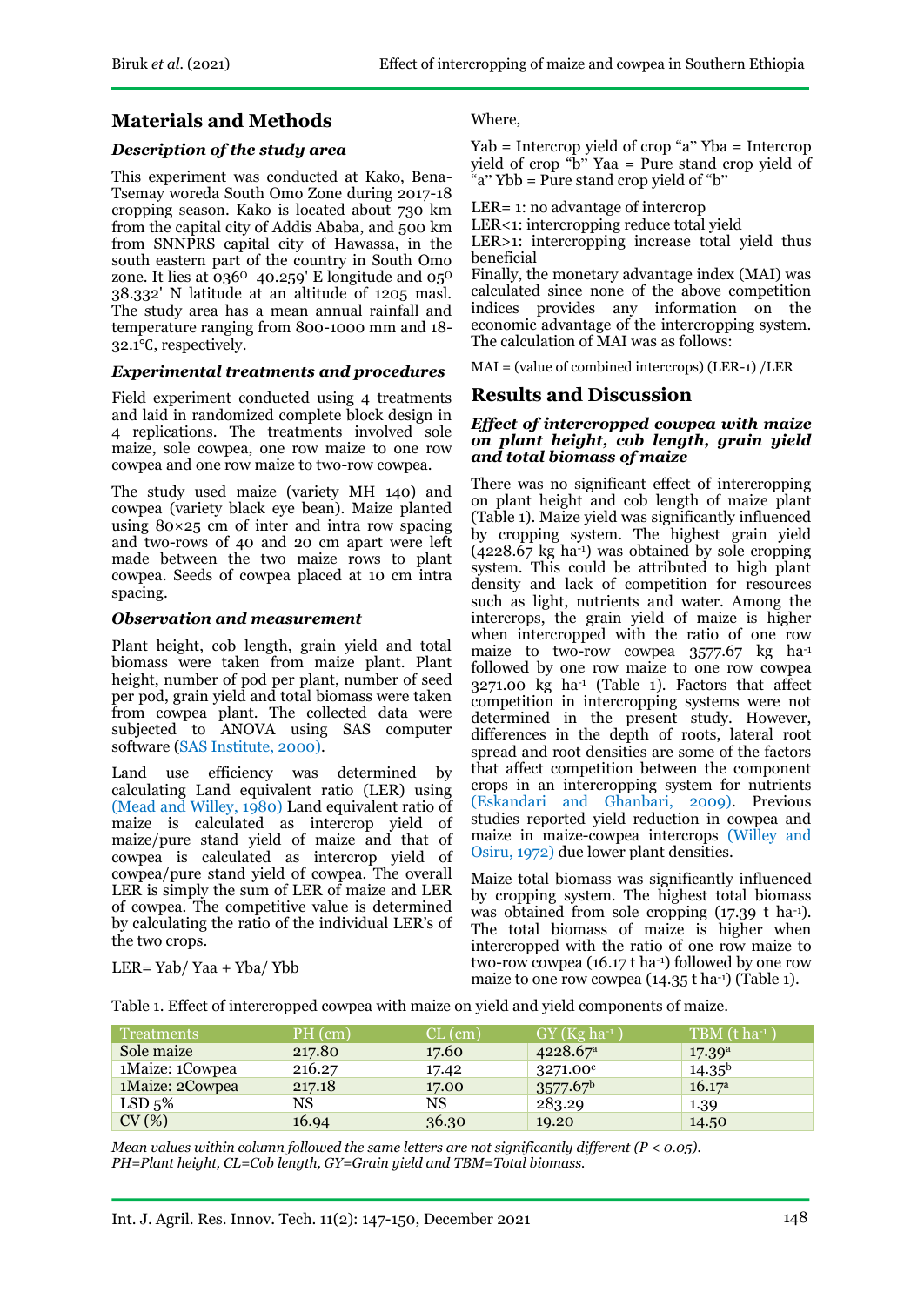## Materials and Methods

### *Description of the study area*

This experiment was conducted at Kako, Bena-Tsemay woreda South Omo Zone during 2017-18 cropping season. Kako is located about 730 km from the capital city of Addis Ababa, and 500 km from SNNPRS capital city of Hawassa, in the south eastern part of the country in South Omo zone. It lies at 036$^{0}$ 40.259' E longitude and 05$^{0}$ 38.332' N latitude at an altitude of 1205 masl. The study area has a mean annual rainfall and temperature ranging from 800-1000 mm and 18-32.1°C, respectively.

### *Experimental treatments and procedures*

Field experiment conducted using 4 treatments and laid in randomized complete block design in 4 replications. The treatments involved sole maize, sole cowpea, one row maize to one row cowpea and one row maize to two-row cowpea.

The study used maize (variety MH 140) and cowpea (variety black eye bean). Maize planted using 80×25 cm of inter and intra row spacing and two-rows of 40 and 20 cm apart were left made between the two maize rows to plant cowpea. Seeds of cowpea placed at 10 cm intra spacing.

### *Observation and measurement*

Plant height, cob length, grain yield and total biomass were taken from maize plant. Plant height, number of pod per plant, number of seed per pod, grain yield and total biomass were taken from cowpea plant. The collected data were subjected to ANOVA using SAS computer software (SAS Institute, 2000).

Land use efficiency was determined by calculating Land equivalent ratio (LER) using (Mead and Willey, 1980) Land equivalent ratio of maize is calculated as intercrop yield of maize/pure stand yield of maize and that of cowpea is calculated as intercrop yield of cowpea/pure stand yield of cowpea. The overall LER is simply the sum of LER of maize and LER of cowpea. The competitive value is determined by calculating the ratio of the individual LER's of the two crops.

$$LER = Yab/Yaa + Yba/Ybb$$

Where,

Yab = Intercrop yield of crop "a" Yba = Intercrop yield of crop "b" Yaa = Pure stand crop yield of "a" Ybb = Pure stand crop yield of "b"

LER= 1: no advantage of intercrop
LER<1: intercropping reduce total yield
LER>1: intercropping increase total yield thus beneficial
Finally, the monetary advantage index (MAI) was calculated since none of the above competition indices provides any information on the economic advantage of the intercropping system. The calculation of MAI was as follows:

$$MAI = (\text{value of combined intercrops})\ (LER-1)/LER$$

## Results and Discussion

### *Effect of intercropped cowpea with maize on plant height, cob length, grain yield and total biomass of maize*

There was no significant effect of intercropping on plant height and cob length of maize plant (Table 1). Maize yield was significantly influenced by cropping system. The highest grain yield (4228.67 kg ha$^{-1}$) was obtained by sole cropping system. This could be attributed to high plant density and lack of competition for resources such as light, nutrients and water. Among the intercrops, the grain yield of maize is higher when intercropped with the ratio of one row maize to two-row cowpea 3577.67 kg ha$^{-1}$ followed by one row maize to one row cowpea 3271.00 kg ha$^{-1}$ (Table 1). Factors that affect competition in intercropping systems were not determined in the present study. However, differences in the depth of roots, lateral root spread and root densities are some of the factors that affect competition between the component crops in an intercropping system (Eskandari and Ghanbari, 2009). Previous studies reported yield reduction in cowpea and maize in maize-cowpea intercrops (Willey and Osiru, 1972) due lower plant densities.

Maize total biomass was significantly influenced by cropping system. The highest total biomass was obtained from sole cropping (17.39 t ha$^{-1}$). The total biomass of maize is higher when intercropped with the ratio of one row maize to two-row cowpea (16.17 t ha$^{-1}$) followed by one row maize to one row cowpea (14.35 t ha$^{-1}$) (Table 1).

Table 1. Effect of intercropped cowpea with maize on yield and yield components of maize.

| Treatments | PH (cm) | CL (cm) | GY (Kg ha$^{-1}$ ) | TBM (t ha$^{-1}$ ) |
|---|---|---|---|---|
| Sole maize | 217.80 | 17.60 | 4228.67$^{a}$ | 17.39$^{a}$ |
| 1Maize: 1Cowpea | 216.27 | 17.42 | 3271.00$^{c}$ | 14.35$^{b}$ |
| 1Maize: 2Cowpea | 217.18 | 17.00 | 3577.67$^{b}$ | 16.17$^{a}$ |
| LSD 5% | NS | NS | 283.29 | 1.39 |
| CV (%) | 16.94 | 36.30 | 19.20 | 14.50 |

*Mean values within column followed the same letters are not significantly different (P < 0.05). PH=Plant height, CL=Cob length, GY=Grain yield and TBM=Total biomass.*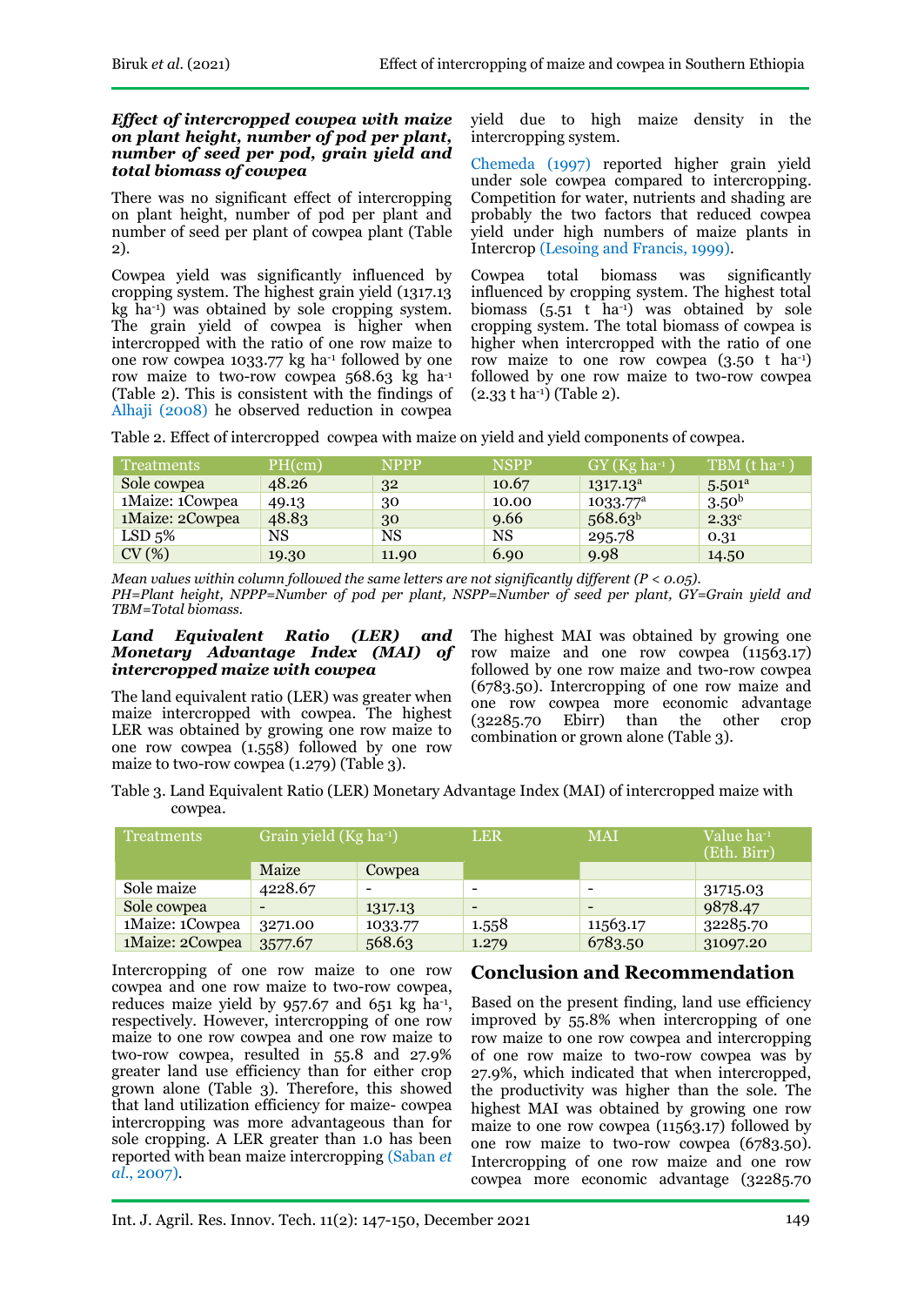***Effect of intercropped cowpea with maize on plant height, number of pod per plant, number of seed per pod, grain yield and total biomass of cowpea***

There was no significant effect of intercropping on plant height, number of pod per plant and number of seed per plant of cowpea plant (Table 2).

Cowpea yield was significantly influenced by cropping system. The highest grain yield (1317.13 kg ha$^{-1}$) was obtained by sole cropping system. The grain yield of cowpea is higher when intercropped with the ratio of one row maize to one row cowpea 1033.77 kg ha$^{-1}$ followed by one row maize to two-row cowpea 568.63 kg ha$^{-1}$ (Table 2). This is consistent with the findings of Alhaji (2008) he observed reduction in cowpea yield due to high maize density in the intercropping system.

Chemeda (1997) reported higher grain yield under sole cowpea compared to intercropping. Competition for water, nutrients and shading are probably the two factors that reduced cowpea yield under high numbers of maize plants in Intercrop (Lesoing and Francis, 1999).

Cowpea total biomass was significantly influenced by cropping system. The highest total biomass (5.51 t ha$^{-1}$) was obtained by sole cropping system. The total biomass of cowpea is higher when intercropped with the ratio of one row maize to one row cowpea (3.50 t ha$^{-1}$) followed by one row maize to two-row cowpea (2.33 t ha$^{-1}$) (Table 2).

Table 2. Effect of intercropped cowpea with maize on yield and yield components of cowpea.

| Treatments | PH(cm) | NPPP | NSPP | GY (Kg ha$^{-1}$) | TBM (t ha$^{-1}$) |
|---|---|---|---|---|---|
| Sole cowpea | 48.26 | 32 | 10.67 | 1317.13$^{a}$ | 5.501$^{a}$ |
| 1Maize: 1Cowpea | 49.13 | 30 | 10.00 | 1033.77$^{a}$ | 3.50$^{b}$ |
| 1Maize: 2Cowpea | 48.83 | 30 | 9.66 | 568.63$^{b}$ | 2.33$^{c}$ |
| LSD 5% | NS | NS | NS | 295.78 | 0.31 |
| CV (%) | 19.30 | 11.90 | 6.90 | 9.98 | 14.50 |

*Mean values within column followed the same letters are not significantly different (P < 0.05).*
*PH=Plant height, NPPP=Number of pod per plant, NSPP=Number of seed per plant, GY=Grain yield and TBM=Total biomass.*

***Land Equivalent Ratio (LER) and Monetary Advantage Index (MAI) of intercropped maize with cowpea***

The land equivalent ratio (LER) was greater when maize intercropped with cowpea. The highest LER was obtained by growing one row maize to one row cowpea (1.558) followed by one row maize to two-row cowpea (1.279) (Table 3).

The highest MAI was obtained by growing one row maize and one row cowpea (11563.17) followed by one row maize and two-row cowpea (6783.50). Intercropping of one row maize and one row cowpea more economic advantage (32285.70 Ebirr) than the other crop combination or grown alone (Table 3).

Table 3. Land Equivalent Ratio (LER) Monetary Advantage Index (MAI) of intercropped maize with cowpea.

| Treatments | Grain yield (Kg ha$^{-1}$) | | LER | MAI | Value ha$^{-1}$ (Eth. Birr) |
|---|---|---|---|---|---|
| | Maize | Cowpea | | | |
| Sole maize | 4228.67 | - | - | - | 31715.03 |
| Sole cowpea | - | 1317.13 | - | - | 9878.47 |
| 1Maize: 1Cowpea | 3271.00 | 1033.77 | 1.558 | 11563.17 | 32285.70 |
| 1Maize: 2Cowpea | 3577.67 | 568.63 | 1.279 | 6783.50 | 31097.20 |

Intercropping of one row maize to one row cowpea and one row maize to two-row cowpea, reduces maize yield by 957.67 and 651 kg ha$^{-1}$, respectively. However, intercropping of one row maize to one row cowpea and one row maize to two-row cowpea, resulted in 55.8 and 27.9% greater land use efficiency than for either crop grown alone (Table 3). Therefore, this showed that land utilization efficiency for maize- cowpea intercropping was more advantageous than for sole cropping. A LER greater than 1.0 has been reported with bean maize intercropping (Saban *et al*., 2007).

## Conclusion and Recommendation

Based on the present finding, land use efficiency improved by 55.8% when intercropping of one row maize to one row cowpea and intercropping of one row maize to two-row cowpea was by 27.9%, which indicated that when intercropped, the productivity was higher than the sole. The highest MAI was obtained by growing one row maize to one row cowpea (11563.17) followed by one row maize to two-row cowpea (6783.50). Intercropping of one row maize and one row cowpea more economic advantage (32285.70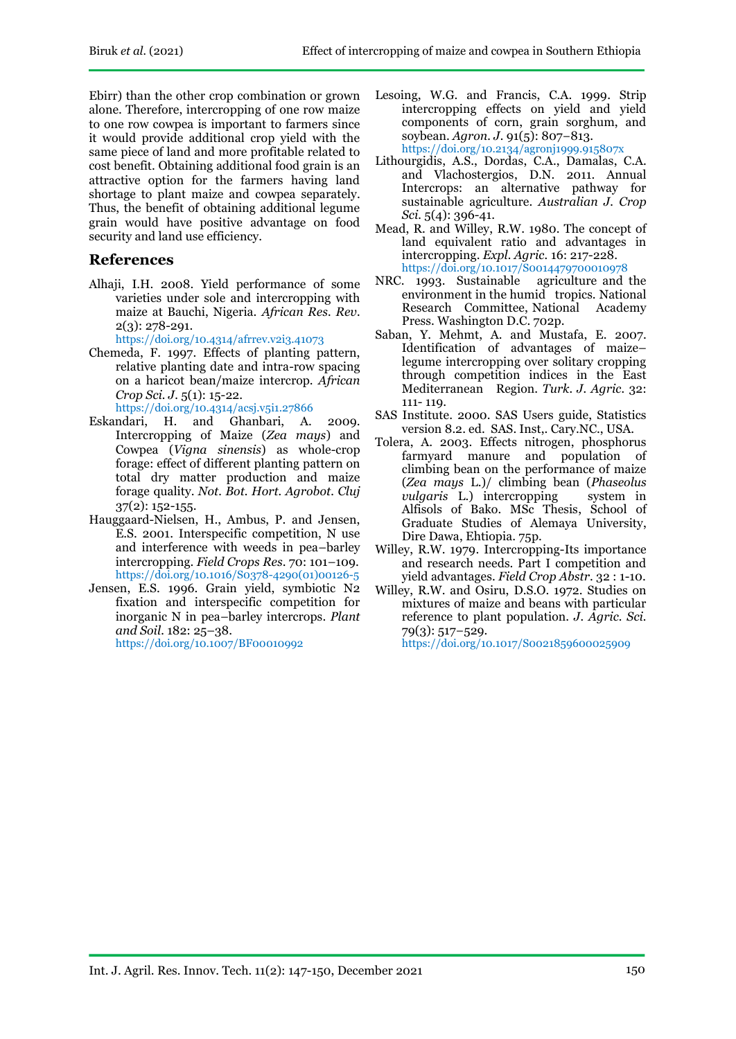Ebirr) than the other crop combination or grown alone. Therefore, intercropping of one row maize to one row cowpea is important to farmers since it would provide additional crop yield with the same piece of land and more profitable related to cost benefit. Obtaining additional food grain is an attractive option for the farmers having land shortage to plant maize and cowpea separately. Thus, the benefit of obtaining additional legume grain would have positive advantage on food security and land use efficiency.

## References

Alhaji, I.H. 2008. Yield performance of some varieties under sole and intercropping with maize at Bauchi, Nigeria. *African Res. Rev.* 2(3): 278-291. https://doi.org/10.4314/afrrev.v2i3.41073

Chemeda, F. 1997. Effects of planting pattern, relative planting date and intra-row spacing on a haricot bean/maize intercrop. *African Crop Sci. J.* 5(1): 15-22. https://doi.org/10.4314/acsj.v5i1.27866

Eskandari, H. and Ghanbari, A. 2009. Intercropping of Maize (*Zea mays*) and Cowpea (*Vigna sinensis*) as whole-crop forage: effect of different planting pattern on total dry matter production and maize forage quality. *Not. Bot. Hort. Agrobot. Cluj* 37(2): 152-155.

Hauggaard-Nielsen, H., Ambus, P. and Jensen, E.S. 2001. Interspecific competition, N use and interference with weeds in pea–barley intercropping. *Field Crops Res.* 70: 101–109. https://doi.org/10.1016/S0378-4290(01)00126-5

Jensen, E.S. 1996. Grain yield, symbiotic N2 fixation and interspecific competition for inorganic N in pea–barley intercrops. *Plant and Soil*. 182: 25–38. https://doi.org/10.1007/BF00010992

Lesoing, W.G. and Francis, C.A. 1999. Strip intercropping effects on yield and yield components of corn, grain sorghum, and soybean. *Agron. J.* 91(5): 807–813. https://doi.org/10.2134/agronj1999.915807x

Lithourgidis, A.S., Dordas, C.A., Damalas, C.A. and Vlachostergios, D.N. 2011. Annual Intercrops: an alternative pathway for sustainable agriculture. *Australian J. Crop Sci.* 5(4): 396-41.

Mead, R. and Willey, R.W. 1980. The concept of land equivalent ratio and advantages in intercropping. *Expl. Agric.* 16: 217-228. https://doi.org/10.1017/S0014479700010978

NRC. 1993. Sustainable agriculture and the environment in the humid tropics. National Research Committee, National Academy Press. Washington D.C. 702p.

Saban, Y. Mehmt, A. and Mustafa, E. 2007. Identification of advantages of maize–legume intercropping over solitary cropping through competition indices in the East Mediterranean Region. *Turk. J. Agric.* 32: 111- 119.

SAS Institute. 2000. SAS Users guide, Statistics version 8.2. ed. SAS. Inst,. Cary.NC., USA.

Tolera, A. 2003. Effects nitrogen, phosphorus farmyard manure and population of climbing bean on the performance of maize (*Zea mays* L.)/ climbing bean (*Phaseolus vulgaris* L.) intercropping system in Alfisols of Bako. MSc Thesis, School of Graduate Studies of Alemaya University, Dire Dawa, Ehtiopia. 75p.

Willey, R.W. 1979. Intercropping-Its importance and research needs. Part I competition and yield advantages. *Field Crop Abstr.* 32 : 1-10.

Willey, R.W. and Osiru, D.S.O. 1972. Studies on mixtures of maize and beans with particular reference to plant population. *J. Agric. Sci.* 79(3): 517–529. https://doi.org/10.1017/S0021859600025909